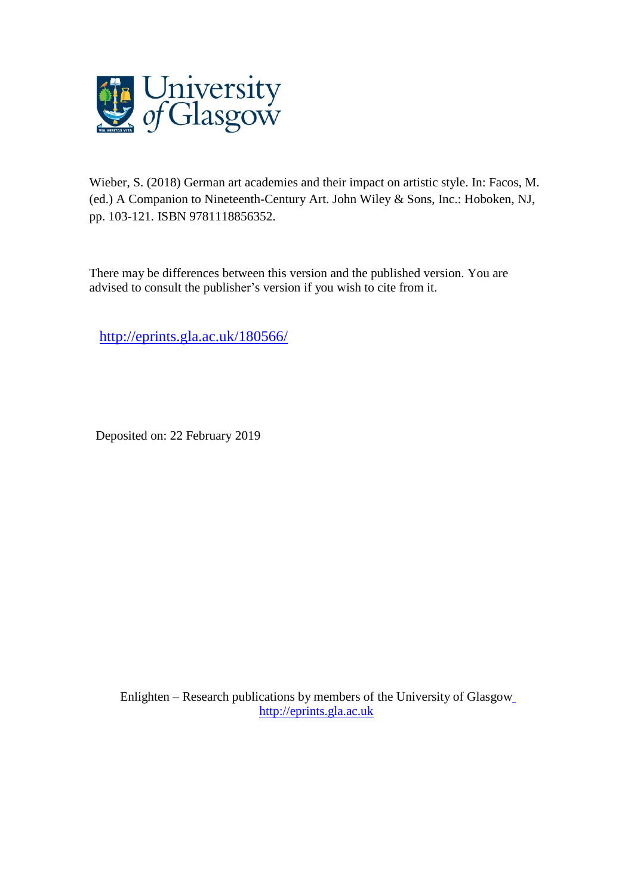Wieber, S. (2018) German art academies and their impact on artistic style. In: Facos, M. (ed.) A Companion to Nineteenth-Century Art. John Wiley & Sons, Inc.: Hoboken, NJ, pp. 103-121. ISBN 9781118856352.

There may be differences between this version and the published version. You are advised to consult the publisher's version if you wish to cite from it.

http://eprints.gla.ac.uk/180566/

Deposited on: 22 February 2019

Enlighten – Research publications by members of the University of Glasgow
http://eprints.gla.ac.uk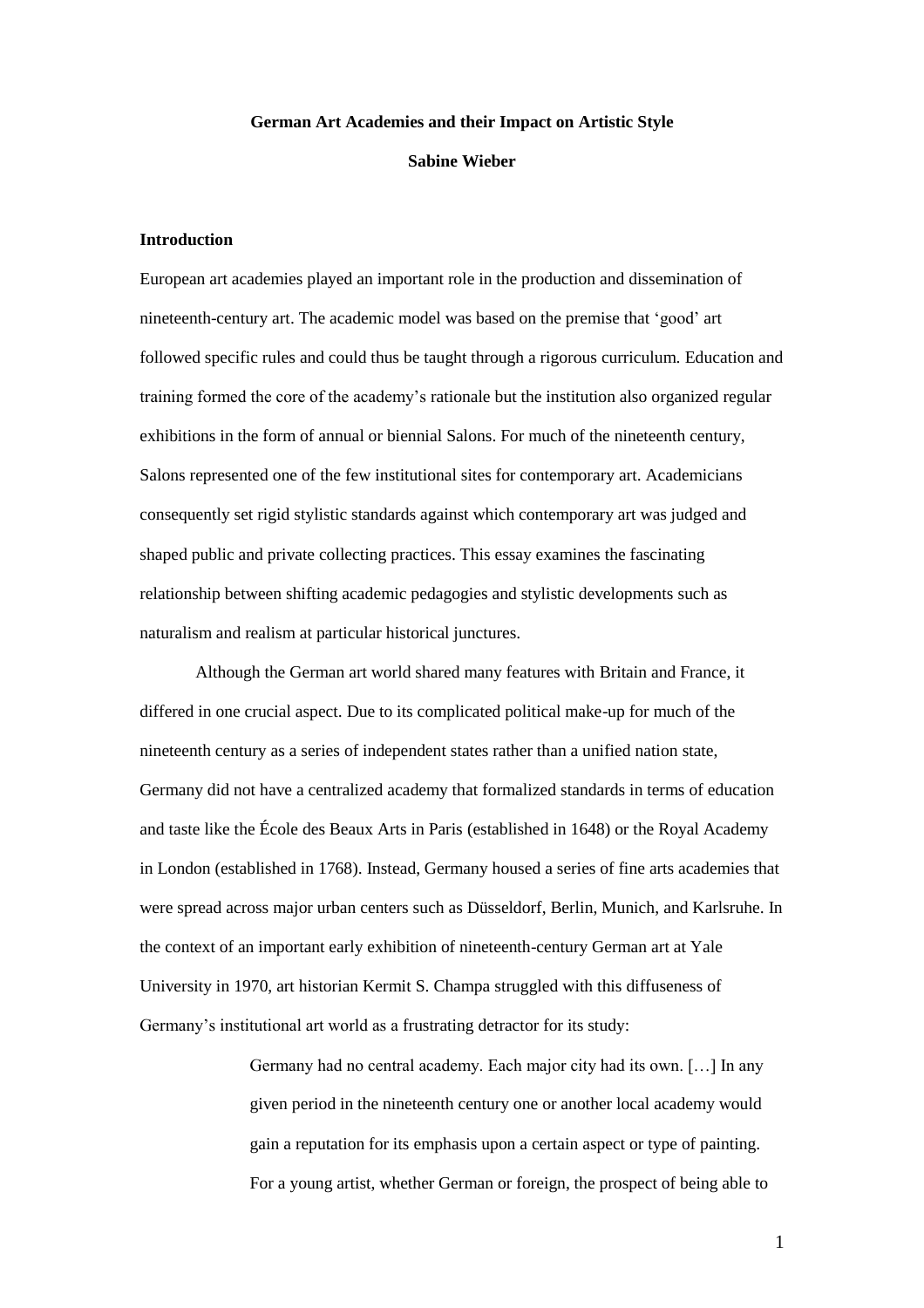**German Art Academies and their Impact on Artistic Style**

**Sabine Wieber**

**Introduction**

European art academies played an important role in the production and dissemination of nineteenth-century art. The academic model was based on the premise that 'good' art followed specific rules and could thus be taught through a rigorous curriculum. Education and training formed the core of the academy's rationale but the institution also organized regular exhibitions in the form of annual or biennial Salons. For much of the nineteenth century, Salons represented one of the few institutional sites for contemporary art. Academicians consequently set rigid stylistic standards against which contemporary art was judged and shaped public and private collecting practices. This essay examines the fascinating relationship between shifting academic pedagogies and stylistic developments such as naturalism and realism at particular historical junctures.

Although the German art world shared many features with Britain and France, it differed in one crucial aspect. Due to its complicated political make-up for much of the nineteenth century as a series of independent states rather than a unified nation state, Germany did not have a centralized academy that formalized standards in terms of education and taste like the École des Beaux Arts in Paris (established in 1648) or the Royal Academy in London (established in 1768). Instead, Germany housed a series of fine arts academies that were spread across major urban centers such as Düsseldorf, Berlin, Munich, and Karlsruhe. In the context of an important early exhibition of nineteenth-century German art at Yale University in 1970, art historian Kermit S. Champa struggled with this diffuseness of Germany's institutional art world as a frustrating detractor for its study:

> Germany had no central academy. Each major city had its own. […] In any given period in the nineteenth century one or another local academy would gain a reputation for its emphasis upon a certain aspect or type of painting. For a young artist, whether German or foreign, the prospect of being able to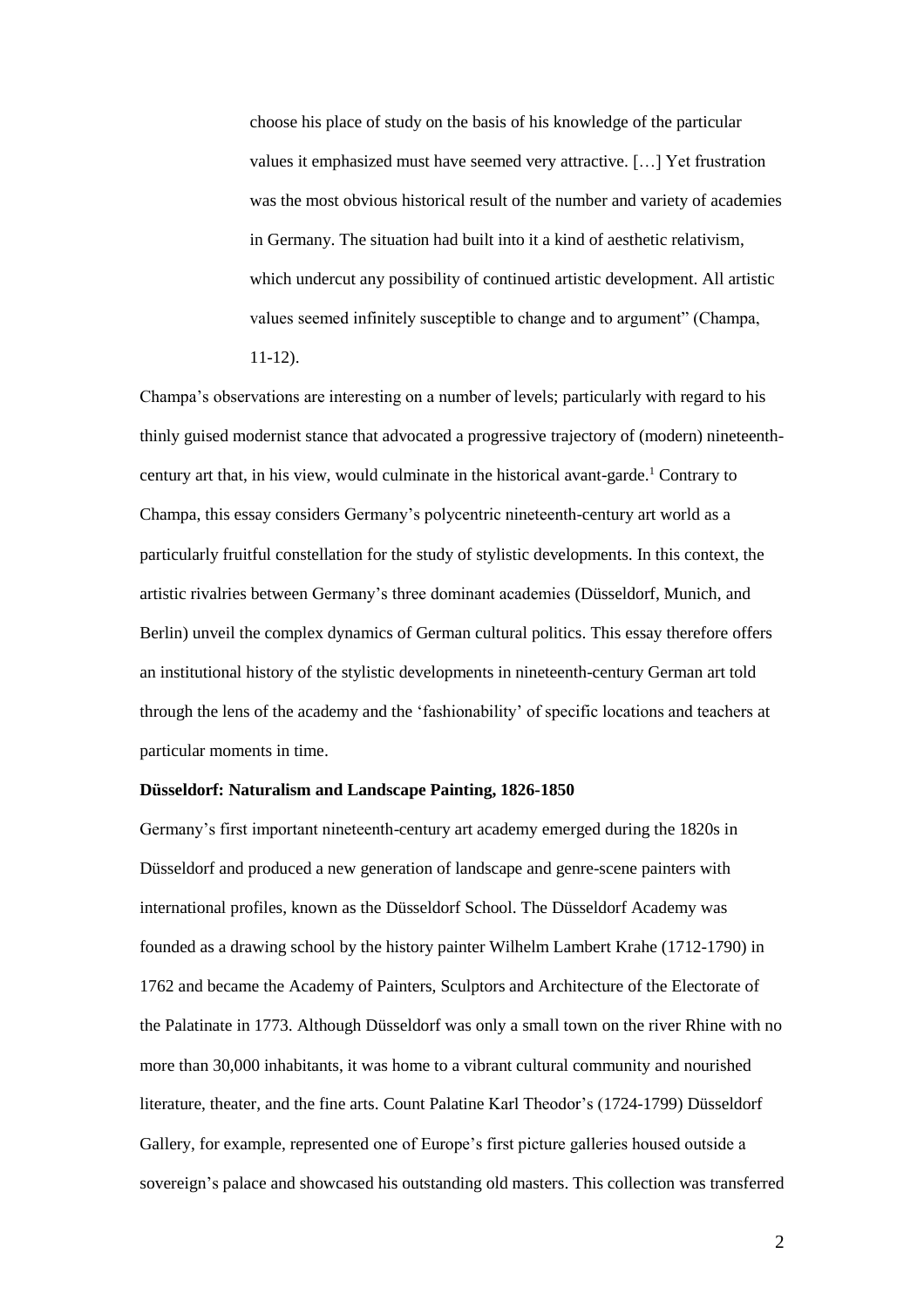> choose his place of study on the basis of his knowledge of the particular values it emphasized must have seemed very attractive. […] Yet frustration was the most obvious historical result of the number and variety of academies in Germany. The situation had built into it a kind of aesthetic relativism, which undercut any possibility of continued artistic development. All artistic values seemed infinitely susceptible to change and to argument" (Champa, 11-12).

Champa's observations are interesting on a number of levels; particularly with regard to his thinly guised modernist stance that advocated a progressive trajectory of (modern) nineteenth-century art that, in his view, would culminate in the historical avant-garde.[1] Contrary to Champa, this essay considers Germany's polycentric nineteenth-century art world as a particularly fruitful constellation for the study of stylistic developments. In this context, the artistic rivalries between Germany's three dominant academies (Düsseldorf, Munich, and Berlin) unveil the complex dynamics of German cultural politics. This essay therefore offers an institutional history of the stylistic developments in nineteenth-century German art told through the lens of the academy and the 'fashionability' of specific locations and teachers at particular moments in time.

**Düsseldorf: Naturalism and Landscape Painting, 1826-1850**

Germany's first important nineteenth-century art academy emerged during the 1820s in Düsseldorf and produced a new generation of landscape and genre-scene painters with international profiles, known as the Düsseldorf School. The Düsseldorf Academy was founded as a drawing school by the history painter Wilhelm Lambert Krahe (1712-1790) in 1762 and became the Academy of Painters, Sculptors and Architecture of the Electorate of the Palatinate in 1773. Although Düsseldorf was only a small town on the river Rhine with no more than 30,000 inhabitants, it was home to a vibrant cultural community and nourished literature, theater, and the fine arts. Count Palatine Karl Theodor's (1724-1799) Düsseldorf Gallery, for example, represented one of Europe's first picture galleries housed outside a sovereign's palace and showcased his outstanding old masters. This collection was transferred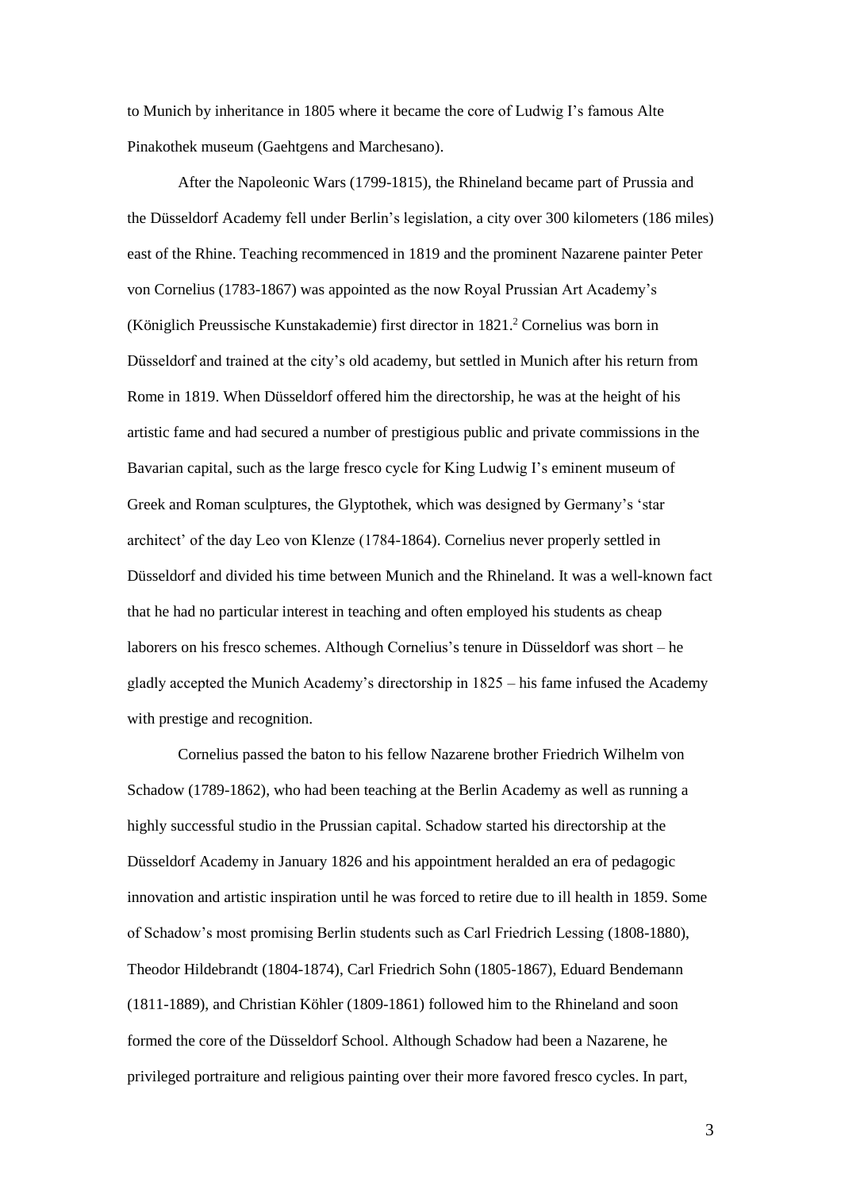to Munich by inheritance in 1805 where it became the core of Ludwig I's famous Alte Pinakothek museum (Gaehtgens and Marchesano).

After the Napoleonic Wars (1799-1815), the Rhineland became part of Prussia and the Düsseldorf Academy fell under Berlin's legislation, a city over 300 kilometers (186 miles) east of the Rhine. Teaching recommenced in 1819 and the prominent Nazarene painter Peter von Cornelius (1783-1867) was appointed as the now Royal Prussian Art Academy's (Königlich Preussische Kunstakademie) first director in 1821.[2] Cornelius was born in Düsseldorf and trained at the city's old academy, but settled in Munich after his return from Rome in 1819. When Düsseldorf offered him the directorship, he was at the height of his artistic fame and had secured a number of prestigious public and private commissions in the Bavarian capital, such as the large fresco cycle for King Ludwig I's eminent museum of Greek and Roman sculptures, the Glyptothek, which was designed by Germany's 'star architect' of the day Leo von Klenze (1784-1864). Cornelius never properly settled in Düsseldorf and divided his time between Munich and the Rhineland. It was a well-known fact that he had no particular interest in teaching and often employed his students as cheap laborers on his fresco schemes. Although Cornelius's tenure in Düsseldorf was short – he gladly accepted the Munich Academy's directorship in 1825 – his fame infused the Academy with prestige and recognition.

Cornelius passed the baton to his fellow Nazarene brother Friedrich Wilhelm von Schadow (1789-1862), who had been teaching at the Berlin Academy as well as running a highly successful studio in the Prussian capital. Schadow started his directorship at the Düsseldorf Academy in January 1826 and his appointment heralded an era of pedagogic innovation and artistic inspiration until he was forced to retire due to ill health in 1859. Some of Schadow's most promising Berlin students such as Carl Friedrich Lessing (1808-1880), Theodor Hildebrandt (1804-1874), Carl Friedrich Sohn (1805-1867), Eduard Bendemann (1811-1889), and Christian Köhler (1809-1861) followed him to the Rhineland and soon formed the core of the Düsseldorf School. Although Schadow had been a Nazarene, he privileged portraiture and religious painting over their more favored fresco cycles. In part,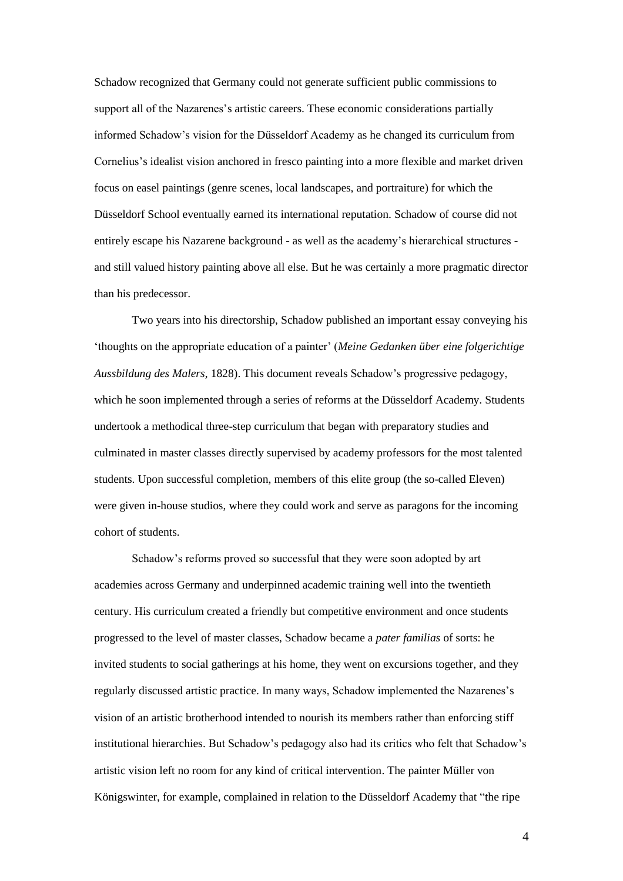Schadow recognized that Germany could not generate sufficient public commissions to support all of the Nazarenes's artistic careers. These economic considerations partially informed Schadow's vision for the Düsseldorf Academy as he changed its curriculum from Cornelius's idealist vision anchored in fresco painting into a more flexible and market driven focus on easel paintings (genre scenes, local landscapes, and portraiture) for which the Düsseldorf School eventually earned its international reputation. Schadow of course did not entirely escape his Nazarene background - as well as the academy's hierarchical structures - and still valued history painting above all else. But he was certainly a more pragmatic director than his predecessor.

Two years into his directorship, Schadow published an important essay conveying his 'thoughts on the appropriate education of a painter' (*Meine Gedanken über eine folgerichtige Aussbildung des Malers*, 1828). This document reveals Schadow's progressive pedagogy, which he soon implemented through a series of reforms at the Düsseldorf Academy. Students undertook a methodical three-step curriculum that began with preparatory studies and culminated in master classes directly supervised by academy professors for the most talented students. Upon successful completion, members of this elite group (the so-called Eleven) were given in-house studios, where they could work and serve as paragons for the incoming cohort of students.

Schadow's reforms proved so successful that they were soon adopted by art academies across Germany and underpinned academic training well into the twentieth century. His curriculum created a friendly but competitive environment and once students progressed to the level of master classes, Schadow became a *pater familias* of sorts: he invited students to social gatherings at his home, they went on excursions together, and they regularly discussed artistic practice. In many ways, Schadow implemented the Nazarenes's vision of an artistic brotherhood intended to nourish its members rather than enforcing stiff institutional hierarchies. But Schadow's pedagogy also had its critics who felt that Schadow's artistic vision left no room for any kind of critical intervention. The painter Müller von Königswinter, for example, complained in relation to the Düsseldorf Academy that "the ripe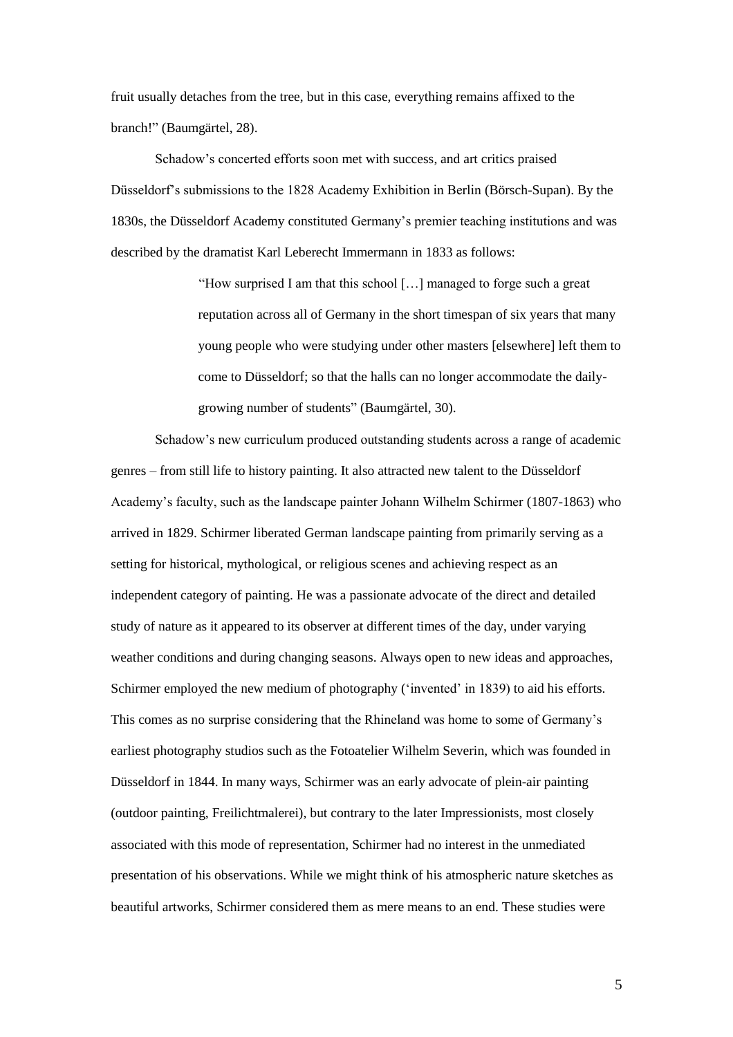fruit usually detaches from the tree, but in this case, everything remains affixed to the branch!" (Baumgärtel, 28).

Schadow's concerted efforts soon met with success, and art critics praised Düsseldorf's submissions to the 1828 Academy Exhibition in Berlin (Börsch-Supan). By the 1830s, the Düsseldorf Academy constituted Germany's premier teaching institutions and was described by the dramatist Karl Leberecht Immermann in 1833 as follows:

> "How surprised I am that this school […] managed to forge such a great reputation across all of Germany in the short timespan of six years that many young people who were studying under other masters [elsewhere] left them to come to Düsseldorf; so that the halls can no longer accommodate the daily-growing number of students" (Baumgärtel, 30).

Schadow's new curriculum produced outstanding students across a range of academic genres – from still life to history painting. It also attracted new talent to the Düsseldorf Academy's faculty, such as the landscape painter Johann Wilhelm Schirmer (1807-1863) who arrived in 1829. Schirmer liberated German landscape painting from primarily serving as a setting for historical, mythological, or religious scenes and achieving respect as an independent category of painting. He was a passionate advocate of the direct and detailed study of nature as it appeared to its observer at different times of the day, under varying weather conditions and during changing seasons. Always open to new ideas and approaches, Schirmer employed the new medium of photography ('invented' in 1839) to aid his efforts. This comes as no surprise considering that the Rhineland was home to some of Germany's earliest photography studios such as the Fotoatelier Wilhelm Severin, which was founded in Düsseldorf in 1844. In many ways, Schirmer was an early advocate of plein-air painting (outdoor painting, Freilichtmalerei), but contrary to the later Impressionists, most closely associated with this mode of representation, Schirmer had no interest in the unmediated presentation of his observations. While we might think of his atmospheric nature sketches as beautiful artworks, Schirmer considered them as mere means to an end. These studies were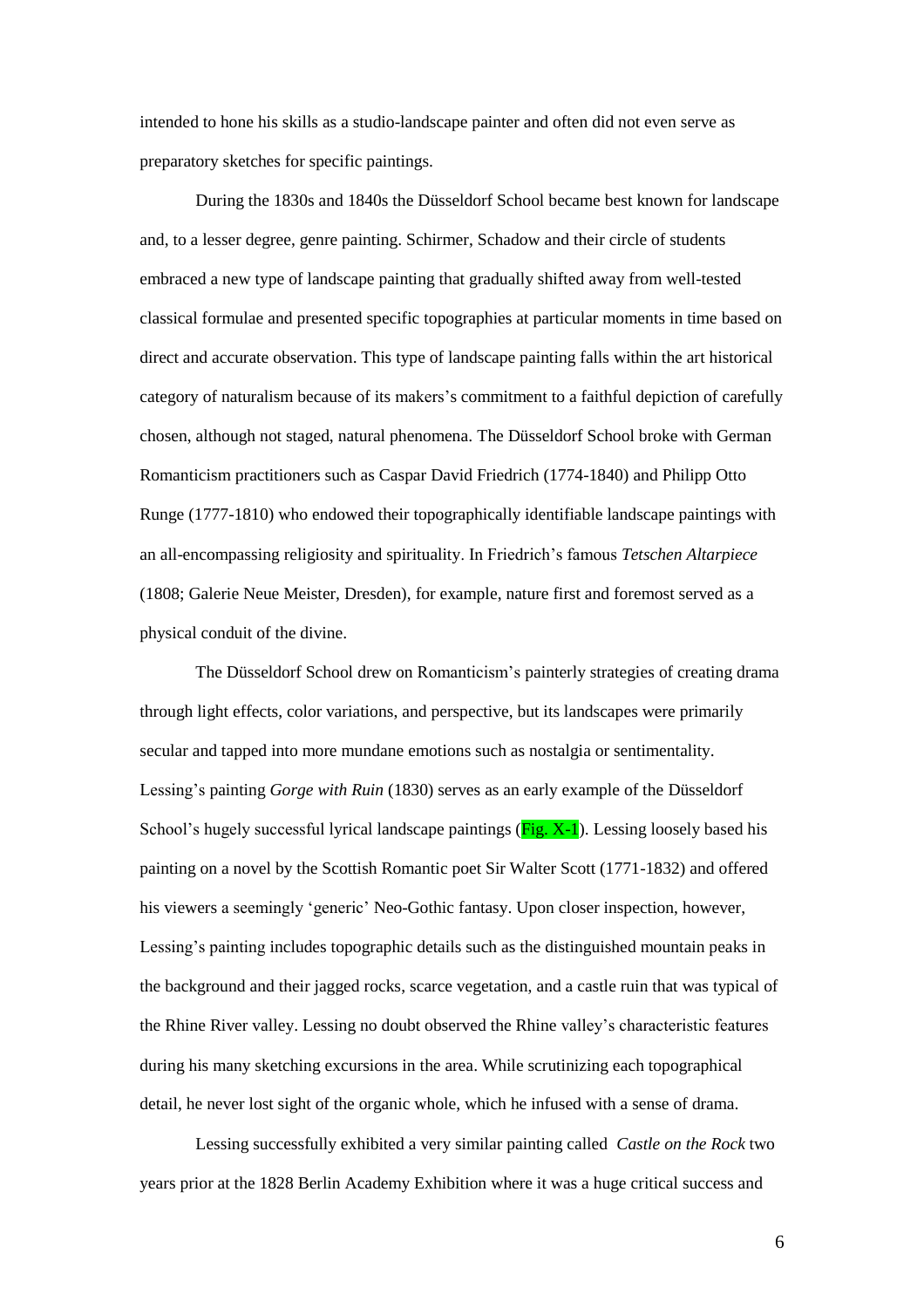intended to hone his skills as a studio-landscape painter and often did not even serve as preparatory sketches for specific paintings.

During the 1830s and 1840s the Düsseldorf School became best known for landscape and, to a lesser degree, genre painting. Schirmer, Schadow and their circle of students embraced a new type of landscape painting that gradually shifted away from well-tested classical formulae and presented specific topographies at particular moments in time based on direct and accurate observation. This type of landscape painting falls within the art historical category of naturalism because of its makers's commitment to a faithful depiction of carefully chosen, although not staged, natural phenomena. The Düsseldorf School broke with German Romanticism practitioners such as Caspar David Friedrich (1774-1840) and Philipp Otto Runge (1777-1810) who endowed their topographically identifiable landscape paintings with an all-encompassing religiosity and spirituality. In Friedrich's famous *Tetschen Altarpiece* (1808; Galerie Neue Meister, Dresden), for example, nature first and foremost served as a physical conduit of the divine.

The Düsseldorf School drew on Romanticism's painterly strategies of creating drama through light effects, color variations, and perspective, but its landscapes were primarily secular and tapped into more mundane emotions such as nostalgia or sentimentality. Lessing's painting *Gorge with Ruin* (1830) serves as an early example of the Düsseldorf School's hugely successful lyrical landscape paintings (Fig. X-1). Lessing loosely based his painting on a novel by the Scottish Romantic poet Sir Walter Scott (1771-1832) and offered his viewers a seemingly 'generic' Neo-Gothic fantasy. Upon closer inspection, however, Lessing's painting includes topographic details such as the distinguished mountain peaks in the background and their jagged rocks, scarce vegetation, and a castle ruin that was typical of the Rhine River valley. Lessing no doubt observed the Rhine valley's characteristic features during his many sketching excursions in the area. While scrutinizing each topographical detail, he never lost sight of the organic whole, which he infused with a sense of drama.

Lessing successfully exhibited a very similar painting called *Castle on the Rock* two years prior at the 1828 Berlin Academy Exhibition where it was a huge critical success and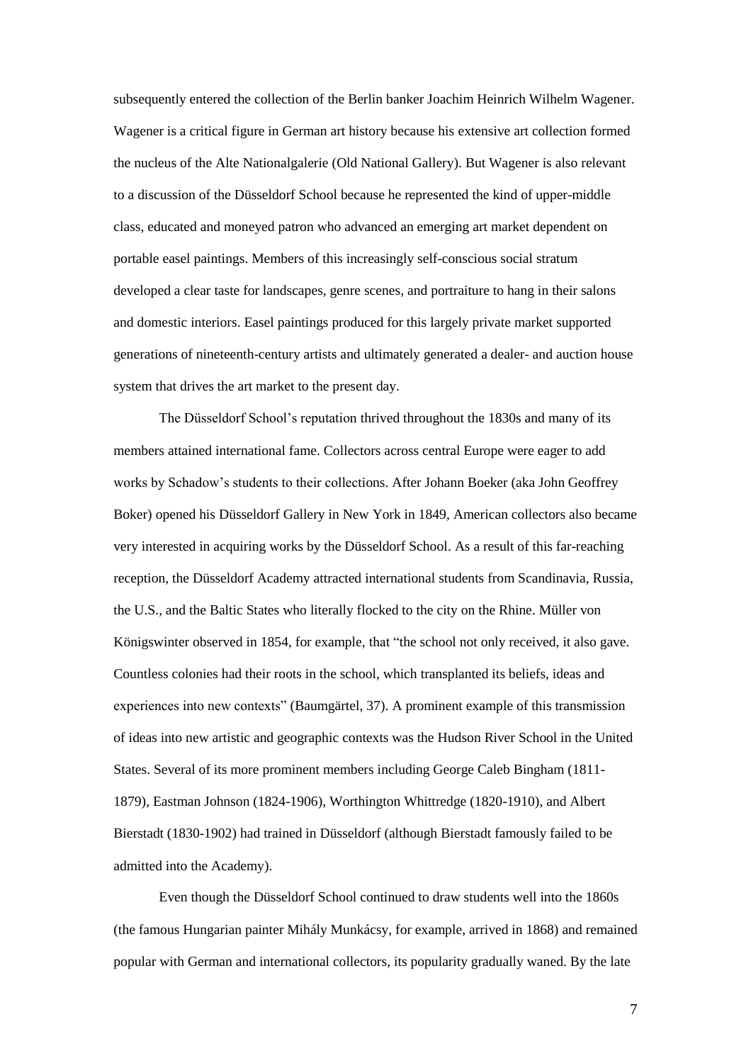subsequently entered the collection of the Berlin banker Joachim Heinrich Wilhelm Wagener. Wagener is a critical figure in German art history because his extensive art collection formed the nucleus of the Alte Nationalgalerie (Old National Gallery). But Wagener is also relevant to a discussion of the Düsseldorf School because he represented the kind of upper-middle class, educated and moneyed patron who advanced an emerging art market dependent on portable easel paintings. Members of this increasingly self-conscious social stratum developed a clear taste for landscapes, genre scenes, and portraiture to hang in their salons and domestic interiors. Easel paintings produced for this largely private market supported generations of nineteenth-century artists and ultimately generated a dealer- and auction house system that drives the art market to the present day.

The Düsseldorf School's reputation thrived throughout the 1830s and many of its members attained international fame. Collectors across central Europe were eager to add works by Schadow's students to their collections. After Johann Boeker (aka John Geoffrey Boker) opened his Düsseldorf Gallery in New York in 1849, American collectors also became very interested in acquiring works by the Düsseldorf School. As a result of this far-reaching reception, the Düsseldorf Academy attracted international students from Scandinavia, Russia, the U.S., and the Baltic States who literally flocked to the city on the Rhine. Müller von Königswinter observed in 1854, for example, that "the school not only received, it also gave. Countless colonies had their roots in the school, which transplanted its beliefs, ideas and experiences into new contexts" (Baumgärtel, 37). A prominent example of this transmission of ideas into new artistic and geographic contexts was the Hudson River School in the United States. Several of its more prominent members including George Caleb Bingham (1811-1879), Eastman Johnson (1824-1906), Worthington Whittredge (1820-1910), and Albert Bierstadt (1830-1902) had trained in Düsseldorf (although Bierstadt famously failed to be admitted into the Academy).

Even though the Düsseldorf School continued to draw students well into the 1860s (the famous Hungarian painter Mihály Munkácsy, for example, arrived in 1868) and remained popular with German and international collectors, its popularity gradually waned. By the late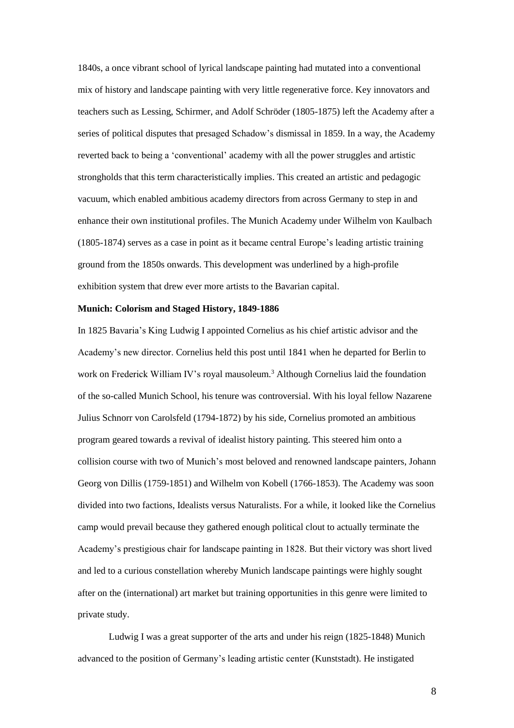1840s, a once vibrant school of lyrical landscape painting had mutated into a conventional mix of history and landscape painting with very little regenerative force. Key innovators and teachers such as Lessing, Schirmer, and Adolf Schröder (1805-1875) left the Academy after a series of political disputes that presaged Schadow's dismissal in 1859. In a way, the Academy reverted back to being a 'conventional' academy with all the power struggles and artistic strongholds that this term characteristically implies. This created an artistic and pedagogic vacuum, which enabled ambitious academy directors from across Germany to step in and enhance their own institutional profiles. The Munich Academy under Wilhelm von Kaulbach (1805-1874) serves as a case in point as it became central Europe's leading artistic training ground from the 1850s onwards. This development was underlined by a high-profile exhibition system that drew ever more artists to the Bavarian capital.

**Munich: Colorism and Staged History, 1849-1886**

In 1825 Bavaria's King Ludwig I appointed Cornelius as his chief artistic advisor and the Academy's new director. Cornelius held this post until 1841 when he departed for Berlin to work on Frederick William IV's royal mausoleum.[3] Although Cornelius laid the foundation of the so-called Munich School, his tenure was controversial. With his loyal fellow Nazarene Julius Schnorr von Carolsfeld (1794-1872) by his side, Cornelius promoted an ambitious program geared towards a revival of idealist history painting. This steered him onto a collision course with two of Munich's most beloved and renowned landscape painters, Johann Georg von Dillis (1759-1851) and Wilhelm von Kobell (1766-1853). The Academy was soon divided into two factions, Idealists versus Naturalists. For a while, it looked like the Cornelius camp would prevail because they gathered enough political clout to actually terminate the Academy's prestigious chair for landscape painting in 1828. But their victory was short lived and led to a curious constellation whereby Munich landscape paintings were highly sought after on the (international) art market but training opportunities in this genre were limited to private study.

Ludwig I was a great supporter of the arts and under his reign (1825-1848) Munich advanced to the position of Germany's leading artistic center (Kunststadt). He instigated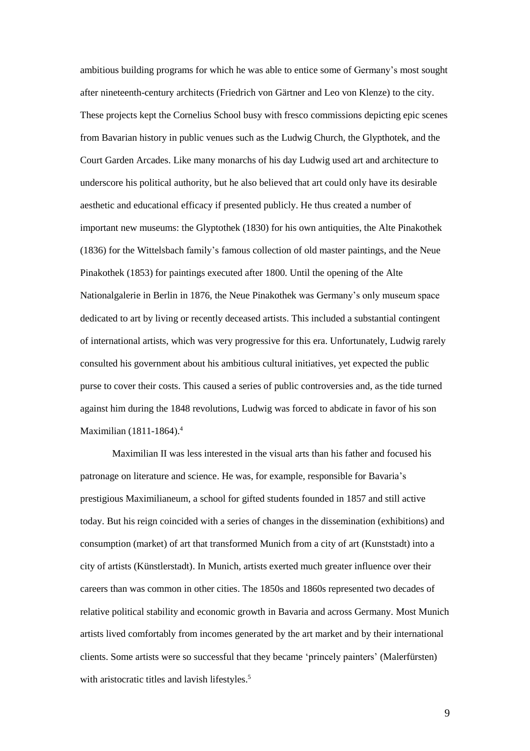ambitious building programs for which he was able to entice some of Germany's most sought after nineteenth-century architects (Friedrich von Gärtner and Leo von Klenze) to the city. These projects kept the Cornelius School busy with fresco commissions depicting epic scenes from Bavarian history in public venues such as the Ludwig Church, the Glypthotek, and the Court Garden Arcades. Like many monarchs of his day Ludwig used art and architecture to underscore his political authority, but he also believed that art could only have its desirable aesthetic and educational efficacy if presented publicly. He thus created a number of important new museums: the Glyptothek (1830) for his own antiquities, the Alte Pinakothek (1836) for the Wittelsbach family's famous collection of old master paintings, and the Neue Pinakothek (1853) for paintings executed after 1800. Until the opening of the Alte Nationalgalerie in Berlin in 1876, the Neue Pinakothek was Germany's only museum space dedicated to art by living or recently deceased artists. This included a substantial contingent of international artists, which was very progressive for this era. Unfortunately, Ludwig rarely consulted his government about his ambitious cultural initiatives, yet expected the public purse to cover their costs. This caused a series of public controversies and, as the tide turned against him during the 1848 revolutions, Ludwig was forced to abdicate in favor of his son Maximilian (1811-1864).[4]

Maximilian II was less interested in the visual arts than his father and focused his patronage on literature and science. He was, for example, responsible for Bavaria's prestigious Maximilianeum, a school for gifted students founded in 1857 and still active today. But his reign coincided with a series of changes in the dissemination (exhibitions) and consumption (market) of art that transformed Munich from a city of art (Kunststadt) into a city of artists (Künstlerstadt). In Munich, artists exerted much greater influence over their careers than was common in other cities. The 1850s and 1860s represented two decades of relative political stability and economic growth in Bavaria and across Germany. Most Munich artists lived comfortably from incomes generated by the art market and by their international clients. Some artists were so successful that they became 'princely painters' (Malerfürsten) with aristocratic titles and lavish lifestyles.[5]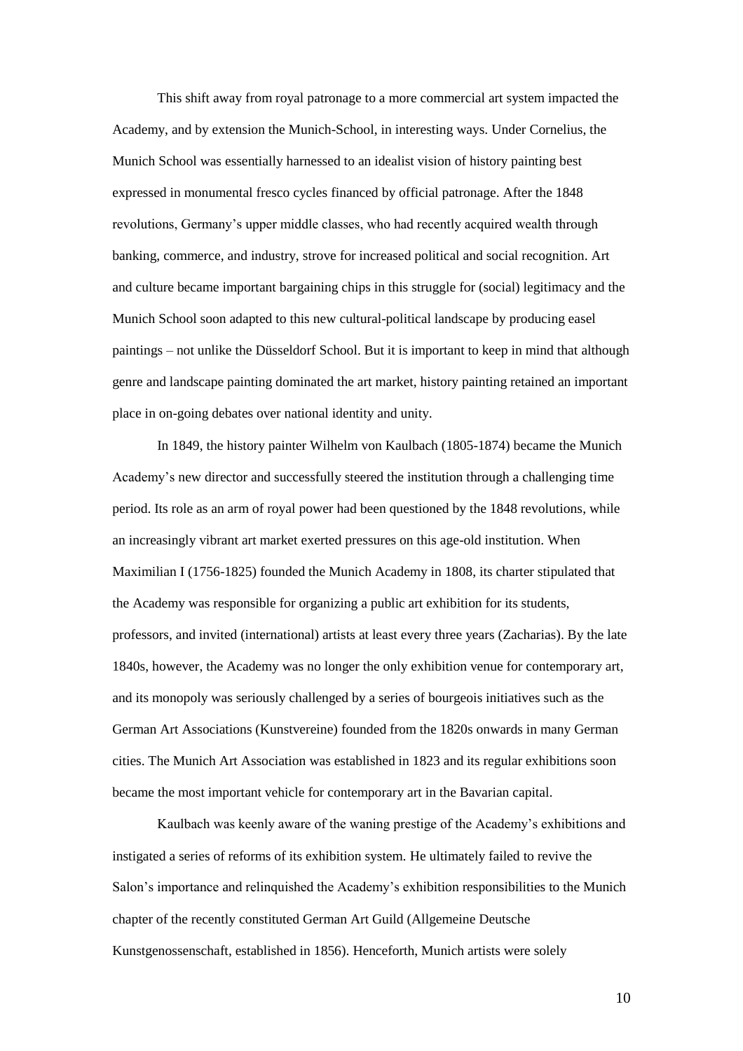This shift away from royal patronage to a more commercial art system impacted the Academy, and by extension the Munich-School, in interesting ways. Under Cornelius, the Munich School was essentially harnessed to an idealist vision of history painting best expressed in monumental fresco cycles financed by official patronage. After the 1848 revolutions, Germany's upper middle classes, who had recently acquired wealth through banking, commerce, and industry, strove for increased political and social recognition. Art and culture became important bargaining chips in this struggle for (social) legitimacy and the Munich School soon adapted to this new cultural-political landscape by producing easel paintings – not unlike the Düsseldorf School. But it is important to keep in mind that although genre and landscape painting dominated the art market, history painting retained an important place in on-going debates over national identity and unity.

In 1849, the history painter Wilhelm von Kaulbach (1805-1874) became the Munich Academy's new director and successfully steered the institution through a challenging time period. Its role as an arm of royal power had been questioned by the 1848 revolutions, while an increasingly vibrant art market exerted pressures on this age-old institution. When Maximilian I (1756-1825) founded the Munich Academy in 1808, its charter stipulated that the Academy was responsible for organizing a public art exhibition for its students, professors, and invited (international) artists at least every three years (Zacharias). By the late 1840s, however, the Academy was no longer the only exhibition venue for contemporary art, and its monopoly was seriously challenged by a series of bourgeois initiatives such as the German Art Associations (Kunstvereine) founded from the 1820s onwards in many German cities. The Munich Art Association was established in 1823 and its regular exhibitions soon became the most important vehicle for contemporary art in the Bavarian capital.

Kaulbach was keenly aware of the waning prestige of the Academy's exhibitions and instigated a series of reforms of its exhibition system. He ultimately failed to revive the Salon's importance and relinquished the Academy's exhibition responsibilities to the Munich chapter of the recently constituted German Art Guild (Allgemeine Deutsche Kunstgenossenschaft, established in 1856). Henceforth, Munich artists were solely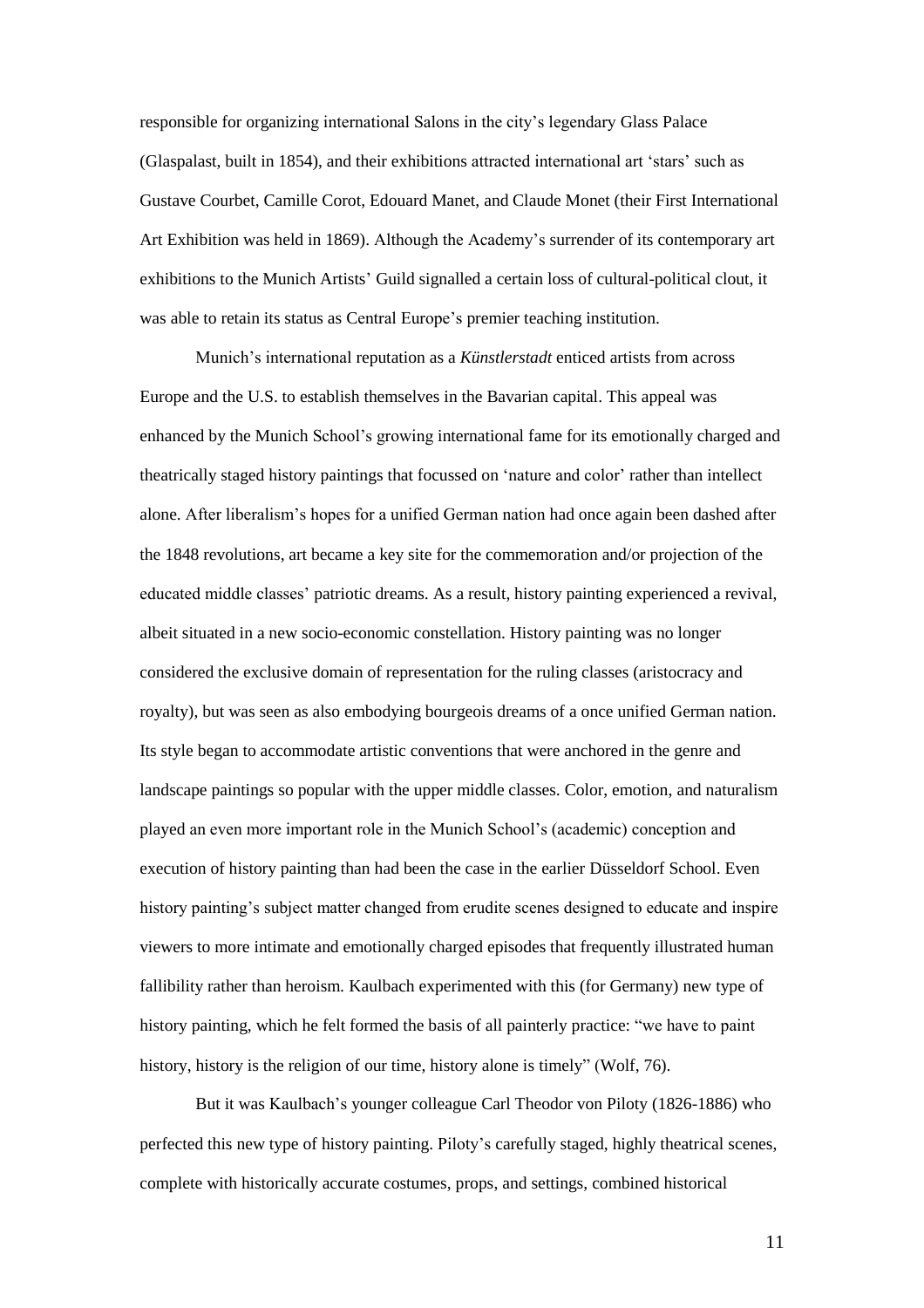responsible for organizing international Salons in the city's legendary Glass Palace (Glaspalast, built in 1854), and their exhibitions attracted international art 'stars' such as Gustave Courbet, Camille Corot, Edouard Manet, and Claude Monet (their First International Art Exhibition was held in 1869). Although the Academy's surrender of its contemporary art exhibitions to the Munich Artists' Guild signalled a certain loss of cultural-political clout, it was able to retain its status as Central Europe's premier teaching institution.

Munich's international reputation as a *Künstlerstadt* enticed artists from across Europe and the U.S. to establish themselves in the Bavarian capital. This appeal was enhanced by the Munich School's growing international fame for its emotionally charged and theatrically staged history paintings that focussed on 'nature and color' rather than intellect alone. After liberalism's hopes for a unified German nation had once again been dashed after the 1848 revolutions, art became a key site for the commemoration and/or projection of the educated middle classes' patriotic dreams. As a result, history painting experienced a revival, albeit situated in a new socio-economic constellation. History painting was no longer considered the exclusive domain of representation for the ruling classes (aristocracy and royalty), but was seen as also embodying bourgeois dreams of a once unified German nation. Its style began to accommodate artistic conventions that were anchored in the genre and landscape paintings so popular with the upper middle classes. Color, emotion, and naturalism played an even more important role in the Munich School's (academic) conception and execution of history painting than had been the case in the earlier Düsseldorf School. Even history painting's subject matter changed from erudite scenes designed to educate and inspire viewers to more intimate and emotionally charged episodes that frequently illustrated human fallibility rather than heroism. Kaulbach experimented with this (for Germany) new type of history painting, which he felt formed the basis of all painterly practice: "we have to paint history, history is the religion of our time, history alone is timely" (Wolf, 76).

But it was Kaulbach's younger colleague Carl Theodor von Piloty (1826-1886) who perfected this new type of history painting. Piloty's carefully staged, highly theatrical scenes, complete with historically accurate costumes, props, and settings, combined historical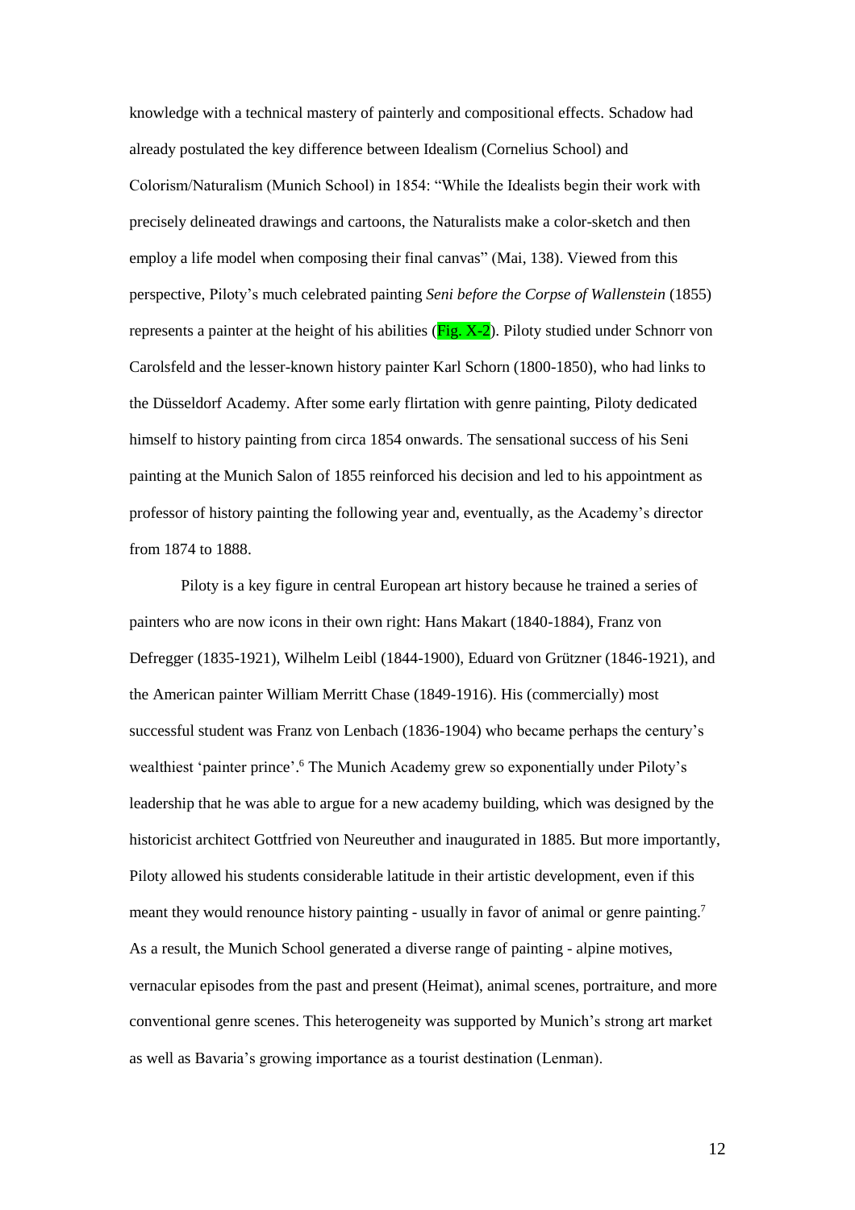knowledge with a technical mastery of painterly and compositional effects. Schadow had already postulated the key difference between Idealism (Cornelius School) and Colorism/Naturalism (Munich School) in 1854: "While the Idealists begin their work with precisely delineated drawings and cartoons, the Naturalists make a color-sketch and then employ a life model when composing their final canvas" (Mai, 138). Viewed from this perspective, Piloty's much celebrated painting *Seni before the Corpse of Wallenstein* (1855) represents a painter at the height of his abilities (Fig. X-2). Piloty studied under Schnorr von Carolsfeld and the lesser-known history painter Karl Schorn (1800-1850), who had links to the Düsseldorf Academy. After some early flirtation with genre painting, Piloty dedicated himself to history painting from circa 1854 onwards. The sensational success of his Seni painting at the Munich Salon of 1855 reinforced his decision and led to his appointment as professor of history painting the following year and, eventually, as the Academy's director from 1874 to 1888.

Piloty is a key figure in central European art history because he trained a series of painters who are now icons in their own right: Hans Makart (1840-1884), Franz von Defregger (1835-1921), Wilhelm Leibl (1844-1900), Eduard von Grützner (1846-1921), and the American painter William Merritt Chase (1849-1916). His (commercially) most successful student was Franz von Lenbach (1836-1904) who became perhaps the century's wealthiest 'painter prince'.[6] The Munich Academy grew so exponentially under Piloty's leadership that he was able to argue for a new academy building, which was designed by the historicist architect Gottfried von Neureuther and inaugurated in 1885. But more importantly, Piloty allowed his students considerable latitude in their artistic development, even if this meant they would renounce history painting - usually in favor of animal or genre painting.[7] As a result, the Munich School generated a diverse range of painting - alpine motives, vernacular episodes from the past and present (Heimat), animal scenes, portraiture, and more conventional genre scenes. This heterogeneity was supported by Munich's strong art market as well as Bavaria's growing importance as a tourist destination (Lenman).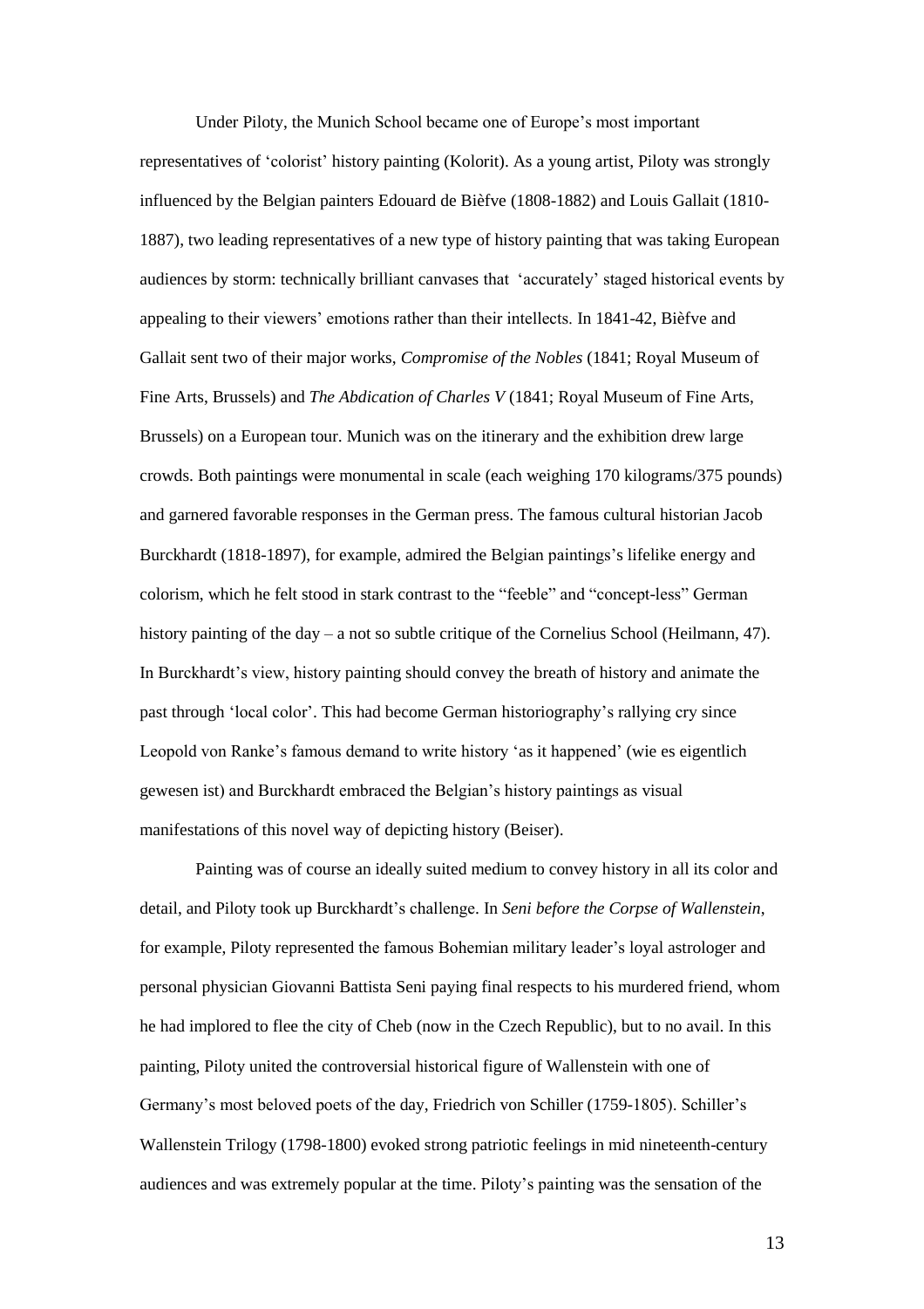Under Piloty, the Munich School became one of Europe's most important representatives of 'colorist' history painting (Kolorit). As a young artist, Piloty was strongly influenced by the Belgian painters Edouard de Bièfve (1808-1882) and Louis Gallait (1810-1887), two leading representatives of a new type of history painting that was taking European audiences by storm: technically brilliant canvases that 'accurately' staged historical events by appealing to their viewers' emotions rather than their intellects. In 1841-42, Bièfve and Gallait sent two of their major works, *Compromise of the Nobles* (1841; Royal Museum of Fine Arts, Brussels) and *The Abdication of Charles V* (1841; Royal Museum of Fine Arts, Brussels) on a European tour. Munich was on the itinerary and the exhibition drew large crowds. Both paintings were monumental in scale (each weighing 170 kilograms/375 pounds) and garnered favorable responses in the German press. The famous cultural historian Jacob Burckhardt (1818-1897), for example, admired the Belgian paintings's lifelike energy and colorism, which he felt stood in stark contrast to the "feeble" and "concept-less" German history painting of the day – a not so subtle critique of the Cornelius School (Heilmann, 47). In Burckhardt's view, history painting should convey the breath of history and animate the past through 'local color'. This had become German historiography's rallying cry since Leopold von Ranke's famous demand to write history 'as it happened' (wie es eigentlich gewesen ist) and Burckhardt embraced the Belgian's history paintings as visual manifestations of this novel way of depicting history (Beiser).

Painting was of course an ideally suited medium to convey history in all its color and detail, and Piloty took up Burckhardt's challenge. In *Seni before the Corpse of Wallenstein*, for example, Piloty represented the famous Bohemian military leader's loyal astrologer and personal physician Giovanni Battista Seni paying final respects to his murdered friend, whom he had implored to flee the city of Cheb (now in the Czech Republic), but to no avail. In this painting, Piloty united the controversial historical figure of Wallenstein with one of Germany's most beloved poets of the day, Friedrich von Schiller (1759-1805). Schiller's Wallenstein Trilogy (1798-1800) evoked strong patriotic feelings in mid nineteenth-century audiences and was extremely popular at the time. Piloty's painting was the sensation of the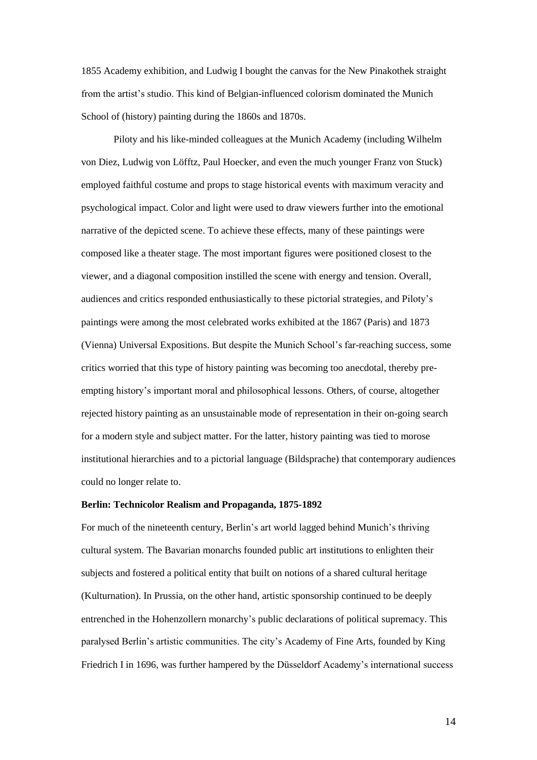1855 Academy exhibition, and Ludwig I bought the canvas for the New Pinakothek straight from the artist's studio. This kind of Belgian-influenced colorism dominated the Munich School of (history) painting during the 1860s and 1870s.

Piloty and his like-minded colleagues at the Munich Academy (including Wilhelm von Diez, Ludwig von Löfftz, Paul Hoecker, and even the much younger Franz von Stuck) employed faithful costume and props to stage historical events with maximum veracity and psychological impact. Color and light were used to draw viewers further into the emotional narrative of the depicted scene. To achieve these effects, many of these paintings were composed like a theater stage. The most important figures were positioned closest to the viewer, and a diagonal composition instilled the scene with energy and tension. Overall, audiences and critics responded enthusiastically to these pictorial strategies, and Piloty's paintings were among the most celebrated works exhibited at the 1867 (Paris) and 1873 (Vienna) Universal Expositions. But despite the Munich School's far-reaching success, some critics worried that this type of history painting was becoming too anecdotal, thereby pre-empting history's important moral and philosophical lessons. Others, of course, altogether rejected history painting as an unsustainable mode of representation in their on-going search for a modern style and subject matter. For the latter, history painting was tied to morose institutional hierarchies and to a pictorial language (Bildsprache) that contemporary audiences could no longer relate to.

**Berlin: Technicolor Realism and Propaganda, 1875-1892**

For much of the nineteenth century, Berlin's art world lagged behind Munich's thriving cultural system. The Bavarian monarchs founded public art institutions to enlighten their subjects and fostered a political entity that built on notions of a shared cultural heritage (Kulturnation). In Prussia, on the other hand, artistic sponsorship continued to be deeply entrenched in the Hohenzollern monarchy's public declarations of political supremacy. This paralysed Berlin's artistic communities. The city's Academy of Fine Arts, founded by King Friedrich I in 1696, was further hampered by the Düsseldorf Academy's international success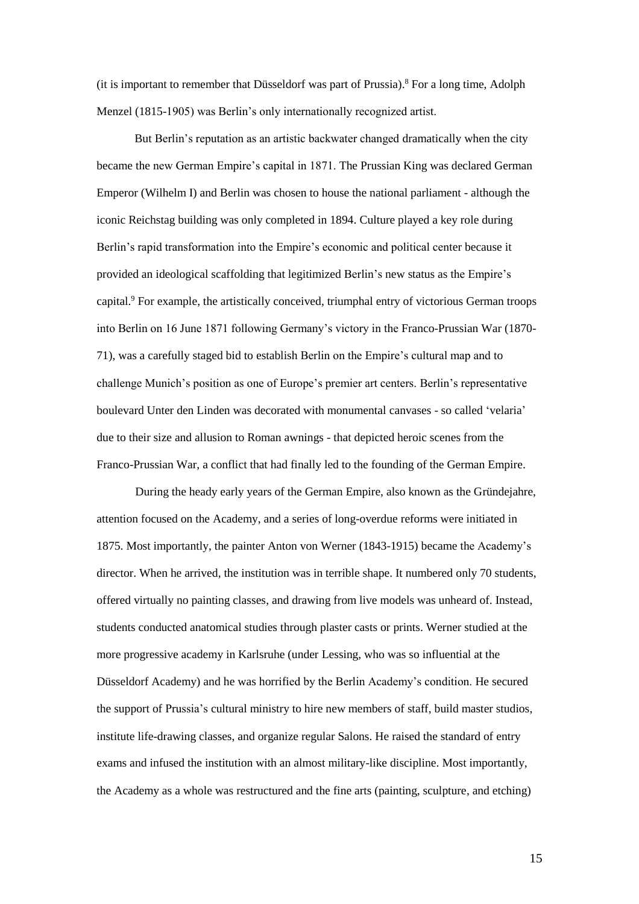(it is important to remember that Düsseldorf was part of Prussia).[8] For a long time, Adolph Menzel (1815-1905) was Berlin's only internationally recognized artist.

But Berlin's reputation as an artistic backwater changed dramatically when the city became the new German Empire's capital in 1871. The Prussian King was declared German Emperor (Wilhelm I) and Berlin was chosen to house the national parliament - although the iconic Reichstag building was only completed in 1894. Culture played a key role during Berlin's rapid transformation into the Empire's economic and political center because it provided an ideological scaffolding that legitimized Berlin's new status as the Empire's capital.[9] For example, the artistically conceived, triumphal entry of victorious German troops into Berlin on 16 June 1871 following Germany's victory in the Franco-Prussian War (1870-71), was a carefully staged bid to establish Berlin on the Empire's cultural map and to challenge Munich's position as one of Europe's premier art centers. Berlin's representative boulevard Unter den Linden was decorated with monumental canvases - so called 'velaria' due to their size and allusion to Roman awnings - that depicted heroic scenes from the Franco-Prussian War, a conflict that had finally led to the founding of the German Empire.

During the heady early years of the German Empire, also known as the Gründejahre, attention focused on the Academy, and a series of long-overdue reforms were initiated in 1875. Most importantly, the painter Anton von Werner (1843-1915) became the Academy's director. When he arrived, the institution was in terrible shape. It numbered only 70 students, offered virtually no painting classes, and drawing from live models was unheard of. Instead, students conducted anatomical studies through plaster casts or prints. Werner studied at the more progressive academy in Karlsruhe (under Lessing, who was so influential at the Düsseldorf Academy) and he was horrified by the Berlin Academy's condition. He secured the support of Prussia's cultural ministry to hire new members of staff, build master studios, institute life-drawing classes, and organize regular Salons. He raised the standard of entry exams and infused the institution with an almost military-like discipline. Most importantly, the Academy as a whole was restructured and the fine arts (painting, sculpture, and etching)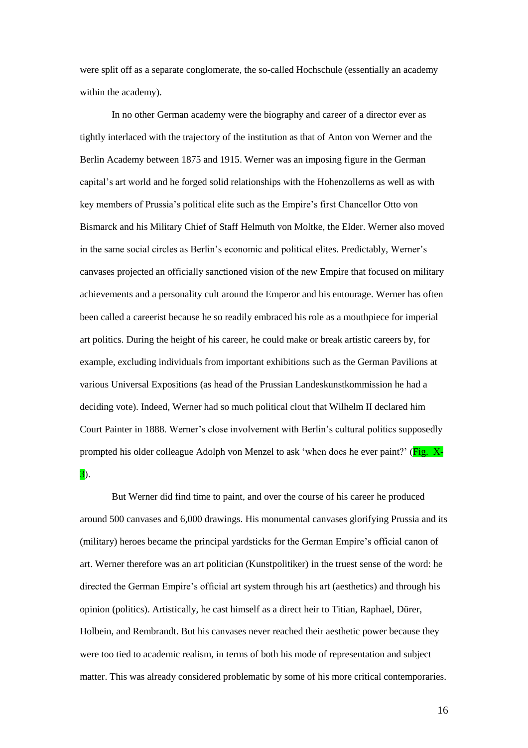were split off as a separate conglomerate, the so-called Hochschule (essentially an academy within the academy).

In no other German academy were the biography and career of a director ever as tightly interlaced with the trajectory of the institution as that of Anton von Werner and the Berlin Academy between 1875 and 1915. Werner was an imposing figure in the German capital's art world and he forged solid relationships with the Hohenzollerns as well as with key members of Prussia's political elite such as the Empire's first Chancellor Otto von Bismarck and his Military Chief of Staff Helmuth von Moltke, the Elder. Werner also moved in the same social circles as Berlin's economic and political elites. Predictably, Werner's canvases projected an officially sanctioned vision of the new Empire that focused on military achievements and a personality cult around the Emperor and his entourage. Werner has often been called a careerist because he so readily embraced his role as a mouthpiece for imperial art politics. During the height of his career, he could make or break artistic careers by, for example, excluding individuals from important exhibitions such as the German Pavilions at various Universal Expositions (as head of the Prussian Landeskunstkommission he had a deciding vote). Indeed, Werner had so much political clout that Wilhelm II declared him Court Painter in 1888. Werner's close involvement with Berlin's cultural politics supposedly prompted his older colleague Adolph von Menzel to ask 'when does he ever paint?' (Fig. X-3).

But Werner did find time to paint, and over the course of his career he produced around 500 canvases and 6,000 drawings. His monumental canvases glorifying Prussia and its (military) heroes became the principal yardsticks for the German Empire's official canon of art. Werner therefore was an art politician (Kunstpolitiker) in the truest sense of the word: he directed the German Empire's official art system through his art (aesthetics) and through his opinion (politics). Artistically, he cast himself as a direct heir to Titian, Raphael, Dürer, Holbein, and Rembrandt. But his canvases never reached their aesthetic power because they were too tied to academic realism, in terms of both his mode of representation and subject matter. This was already considered problematic by some of his more critical contemporaries.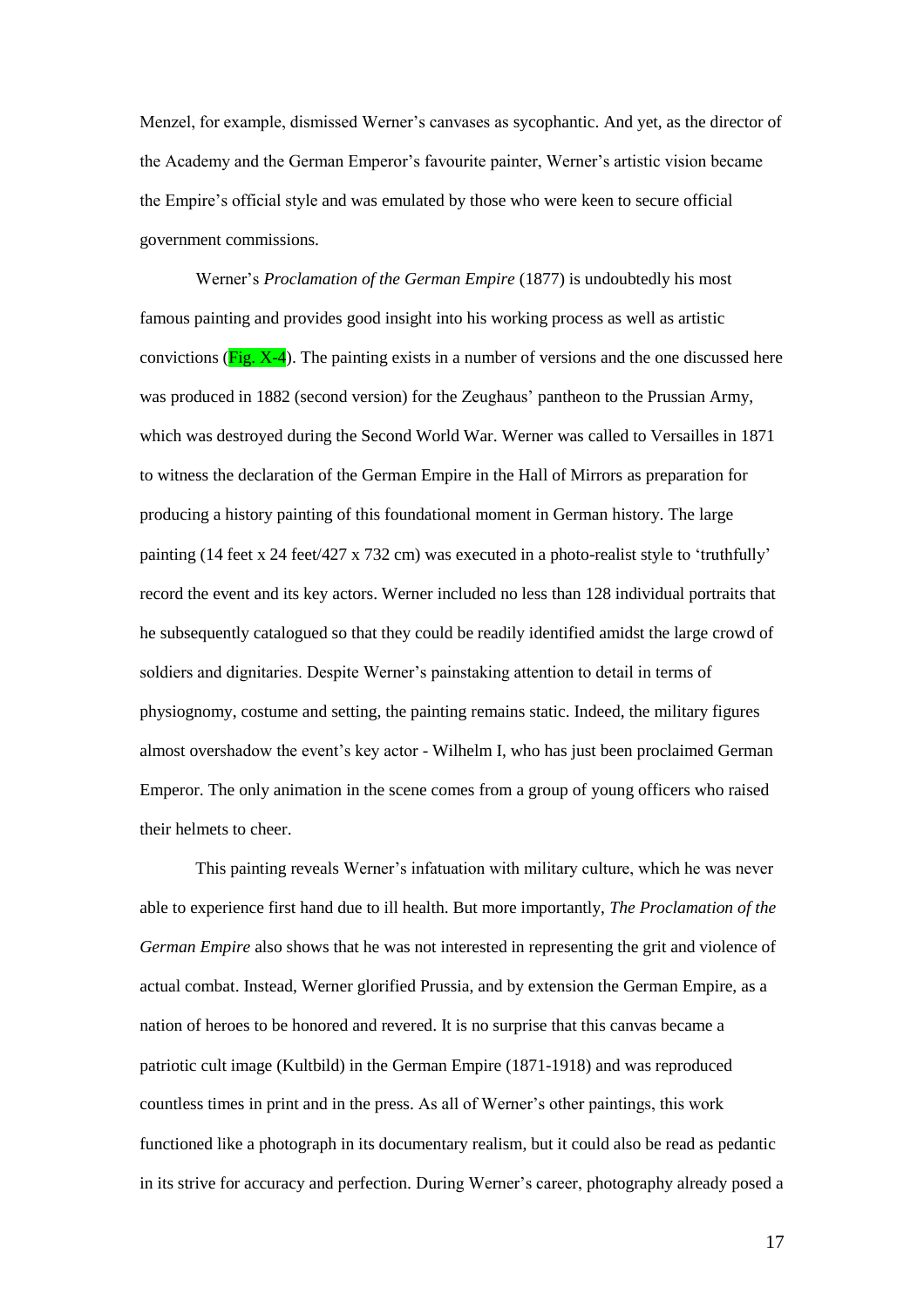Menzel, for example, dismissed Werner's canvases as sycophantic. And yet, as the director of the Academy and the German Emperor's favourite painter, Werner's artistic vision became the Empire's official style and was emulated by those who were keen to secure official government commissions.

Werner's *Proclamation of the German Empire* (1877) is undoubtedly his most famous painting and provides good insight into his working process as well as artistic convictions (Fig. X-4). The painting exists in a number of versions and the one discussed here was produced in 1882 (second version) for the Zeughaus' pantheon to the Prussian Army, which was destroyed during the Second World War. Werner was called to Versailles in 1871 to witness the declaration of the German Empire in the Hall of Mirrors as preparation for producing a history painting of this foundational moment in German history. The large painting (14 feet x 24 feet/427 x 732 cm) was executed in a photo-realist style to 'truthfully' record the event and its key actors. Werner included no less than 128 individual portraits that he subsequently catalogued so that they could be readily identified amidst the large crowd of soldiers and dignitaries. Despite Werner's painstaking attention to detail in terms of physiognomy, costume and setting, the painting remains static. Indeed, the military figures almost overshadow the event's key actor - Wilhelm I, who has just been proclaimed German Emperor. The only animation in the scene comes from a group of young officers who raised their helmets to cheer.

This painting reveals Werner's infatuation with military culture, which he was never able to experience first hand due to ill health. But more importantly, *The Proclamation of the German Empire* also shows that he was not interested in representing the grit and violence of actual combat. Instead, Werner glorified Prussia, and by extension the German Empire, as a nation of heroes to be honored and revered. It is no surprise that this canvas became a patriotic cult image (Kultbild) in the German Empire (1871-1918) and was reproduced countless times in print and in the press. As all of Werner's other paintings, this work functioned like a photograph in its documentary realism, but it could also be read as pedantic in its strive for accuracy and perfection. During Werner's career, photography already posed a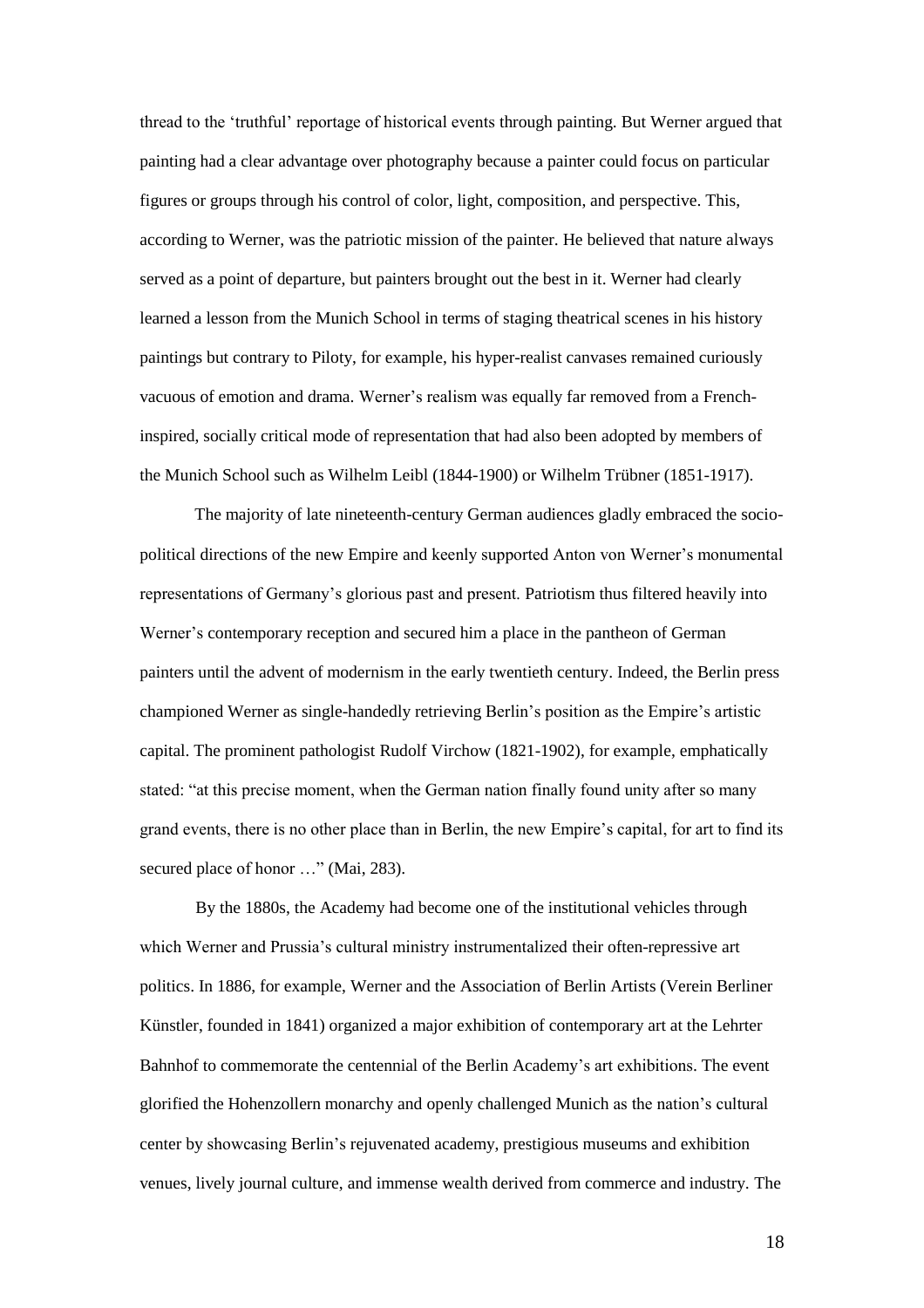thread to the 'truthful' reportage of historical events through painting. But Werner argued that painting had a clear advantage over photography because a painter could focus on particular figures or groups through his control of color, light, composition, and perspective. This, according to Werner, was the patriotic mission of the painter. He believed that nature always served as a point of departure, but painters brought out the best in it. Werner had clearly learned a lesson from the Munich School in terms of staging theatrical scenes in his history paintings but contrary to Piloty, for example, his hyper-realist canvases remained curiously vacuous of emotion and drama. Werner's realism was equally far removed from a French-inspired, socially critical mode of representation that had also been adopted by members of the Munich School such as Wilhelm Leibl (1844-1900) or Wilhelm Trübner (1851-1917).

The majority of late nineteenth-century German audiences gladly embraced the socio-political directions of the new Empire and keenly supported Anton von Werner's monumental representations of Germany's glorious past and present. Patriotism thus filtered heavily into Werner's contemporary reception and secured him a place in the pantheon of German painters until the advent of modernism in the early twentieth century. Indeed, the Berlin press championed Werner as single-handedly retrieving Berlin's position as the Empire's artistic capital. The prominent pathologist Rudolf Virchow (1821-1902), for example, emphatically stated: "at this precise moment, when the German nation finally found unity after so many grand events, there is no other place than in Berlin, the new Empire's capital, for art to find its secured place of honor …" (Mai, 283).

By the 1880s, the Academy had become one of the institutional vehicles through which Werner and Prussia's cultural ministry instrumentalized their often-repressive art politics. In 1886, for example, Werner and the Association of Berlin Artists (Verein Berliner Künstler, founded in 1841) organized a major exhibition of contemporary art at the Lehrter Bahnhof to commemorate the centennial of the Berlin Academy's art exhibitions. The event glorified the Hohenzollern monarchy and openly challenged Munich as the nation's cultural center by showcasing Berlin's rejuvenated academy, prestigious museums and exhibition venues, lively journal culture, and immense wealth derived from commerce and industry. The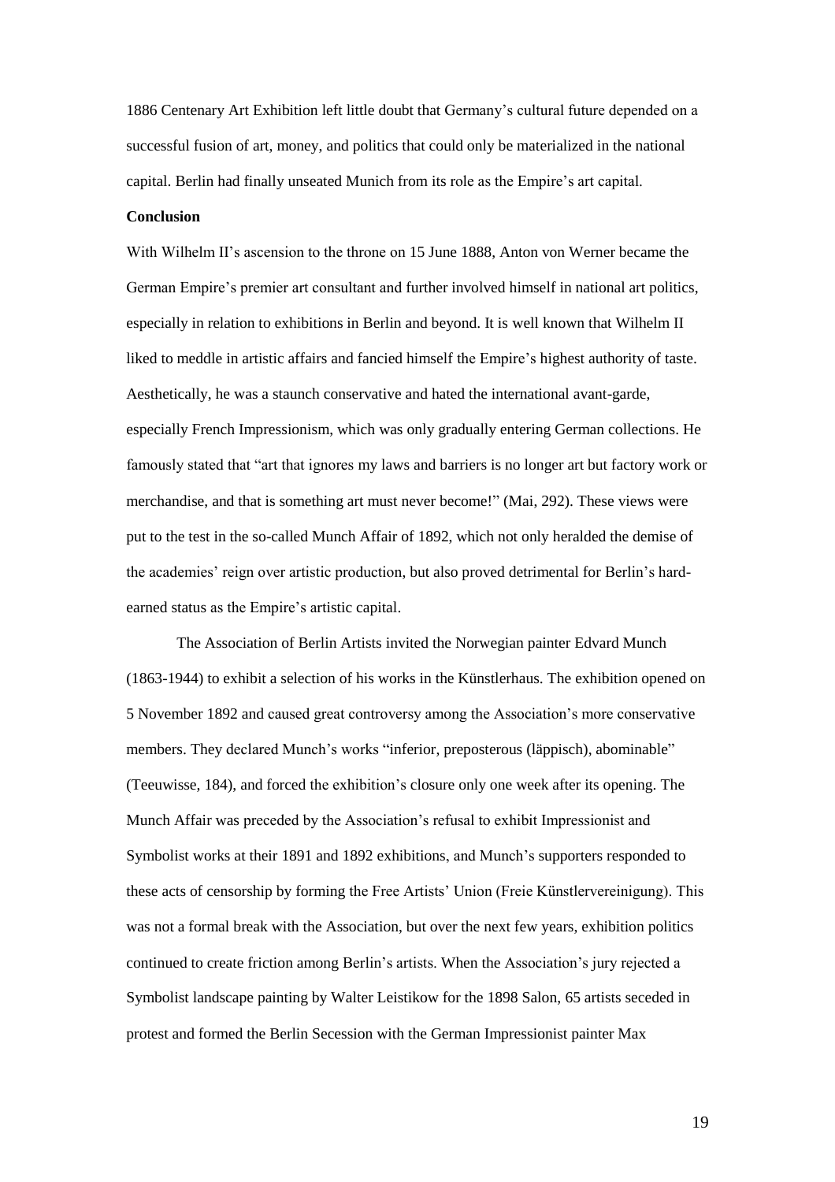1886 Centenary Art Exhibition left little doubt that Germany's cultural future depended on a successful fusion of art, money, and politics that could only be materialized in the national capital. Berlin had finally unseated Munich from its role as the Empire's art capital.

## Conclusion

With Wilhelm II's ascension to the throne on 15 June 1888, Anton von Werner became the German Empire's premier art consultant and further involved himself in national art politics, especially in relation to exhibitions in Berlin and beyond. It is well known that Wilhelm II liked to meddle in artistic affairs and fancied himself the Empire's highest authority of taste. Aesthetically, he was a staunch conservative and hated the international avant-garde, especially French Impressionism, which was only gradually entering German collections. He famously stated that "art that ignores my laws and barriers is no longer art but factory work or merchandise, and that is something art must never become!" (Mai, 292). These views were put to the test in the so-called Munch Affair of 1892, which not only heralded the demise of the academies' reign over artistic production, but also proved detrimental for Berlin's hard-earned status as the Empire's artistic capital.

The Association of Berlin Artists invited the Norwegian painter Edvard Munch (1863-1944) to exhibit a selection of his works in the Künstlerhaus. The exhibition opened on 5 November 1892 and caused great controversy among the Association's more conservative members. They declared Munch's works "inferior, preposterous (läppisch), abominable" (Teeuwisse, 184), and forced the exhibition's closure only one week after its opening. The Munch Affair was preceded by the Association's refusal to exhibit Impressionist and Symbolist works at their 1891 and 1892 exhibitions, and Munch's supporters responded to these acts of censorship by forming the Free Artists' Union (Freie Künstlervereinigung). This was not a formal break with the Association, but over the next few years, exhibition politics continued to create friction among Berlin's artists. When the Association's jury rejected a Symbolist landscape painting by Walter Leistikow for the 1898 Salon, 65 artists seceded in protest and formed the Berlin Secession with the German Impressionist painter Max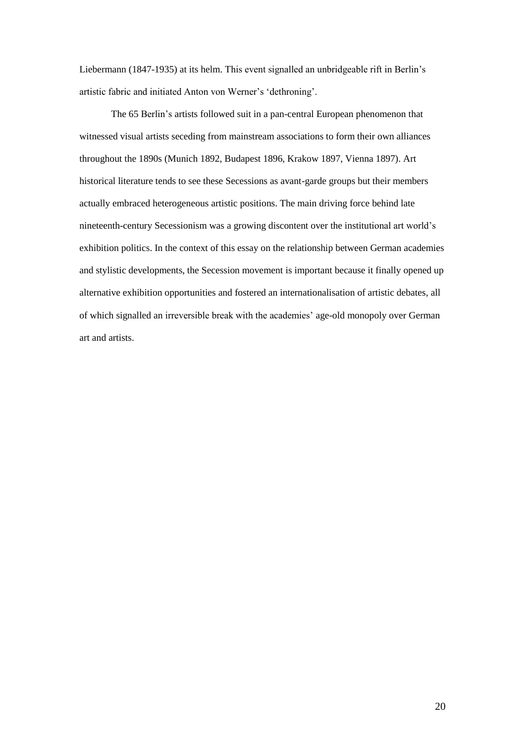Liebermann (1847-1935) at its helm. This event signalled an unbridgeable rift in Berlin's artistic fabric and initiated Anton von Werner's 'dethroning'.

The 65 Berlin's artists followed suit in a pan-central European phenomenon that witnessed visual artists seceding from mainstream associations to form their own alliances throughout the 1890s (Munich 1892, Budapest 1896, Krakow 1897, Vienna 1897). Art historical literature tends to see these Secessions as avant-garde groups but their members actually embraced heterogeneous artistic positions. The main driving force behind late nineteenth-century Secessionism was a growing discontent over the institutional art world's exhibition politics. In the context of this essay on the relationship between German academies and stylistic developments, the Secession movement is important because it finally opened up alternative exhibition opportunities and fostered an internationalisation of artistic debates, all of which signalled an irreversible break with the academies' age-old monopoly over German art and artists.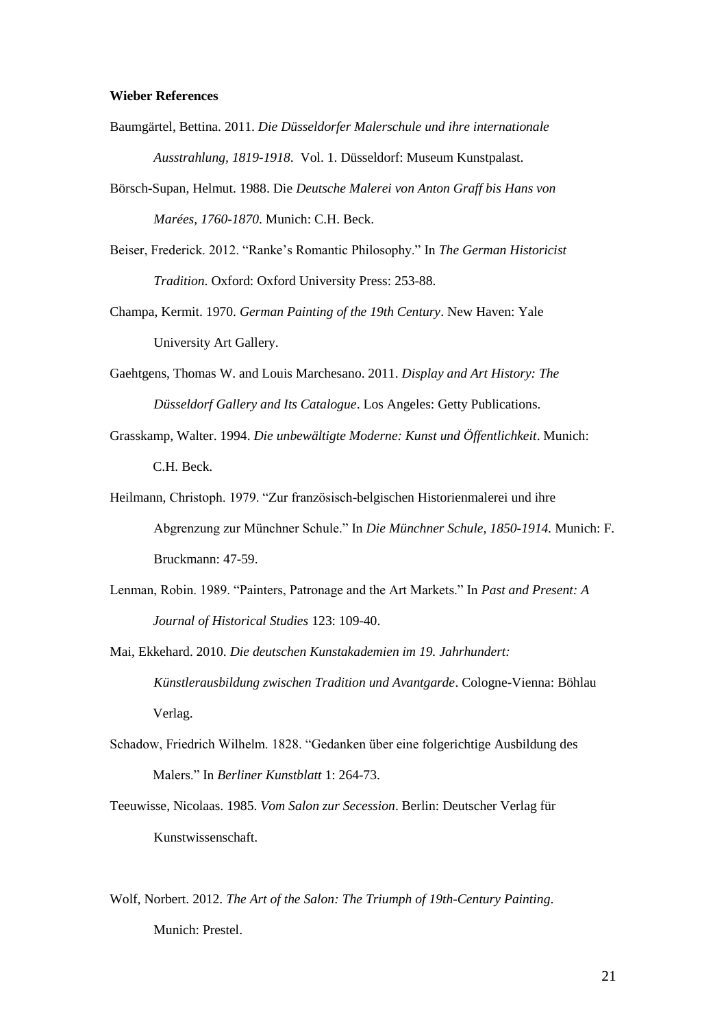**Wieber References**

Baumgärtel, Bettina. 2011. *Die Düsseldorfer Malerschule und ihre internationale Ausstrahlung, 1819-1918*. Vol. 1. Düsseldorf: Museum Kunstpalast.

Börsch-Supan, Helmut. 1988. Die *Deutsche Malerei von Anton Graff bis Hans von Marées, 1760-1870*. Munich: C.H. Beck.

Beiser, Frederick. 2012. "Ranke's Romantic Philosophy." In *The German Historicist Tradition*. Oxford: Oxford University Press: 253-88.

Champa, Kermit. 1970. *German Painting of the 19th Century*. New Haven: Yale University Art Gallery.

Gaehtgens, Thomas W. and Louis Marchesano. 2011. *Display and Art History: The Düsseldorf Gallery and Its Catalogue*. Los Angeles: Getty Publications.

Grasskamp, Walter. 1994. *Die unbewältigte Moderne: Kunst und Öffentlichkeit*. Munich: C.H. Beck.

Heilmann, Christoph. 1979. "Zur französisch-belgischen Historienmalerei und ihre Abgrenzung zur Münchner Schule." In *Die Münchner Schule, 1850-1914.* Munich: F. Bruckmann: 47-59.

Lenman, Robin. 1989. "Painters, Patronage and the Art Markets." In *Past and Present: A Journal of Historical Studies* 123: 109-40.

Mai, Ekkehard. 2010. *Die deutschen Kunstakademien im 19. Jahrhundert: Künstlerausbildung zwischen Tradition und Avantgarde*. Cologne-Vienna: Böhlau Verlag.

Schadow, Friedrich Wilhelm. 1828. "Gedanken über eine folgerichtige Ausbildung des Malers." In *Berliner Kunstblatt* 1: 264-73.

Teeuwisse, Nicolaas. 1985. *Vom Salon zur Secession*. Berlin: Deutscher Verlag für Kunstwissenschaft.

Wolf, Norbert. 2012. *The Art of the Salon: The Triumph of 19th-Century Painting*. Munich: Prestel.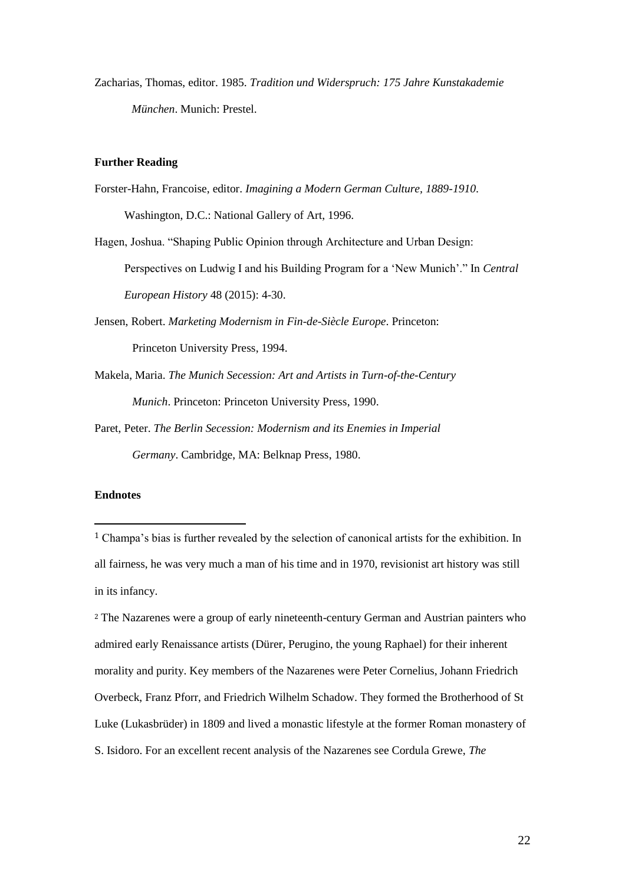Zacharias, Thomas, editor. 1985. *Tradition und Widerspruch: 175 Jahre Kunstakademie München*. Munich: Prestel.

**Further Reading**

Forster-Hahn, Francoise, editor. *Imagining a Modern German Culture, 1889-1910*. Washington, D.C.: National Gallery of Art, 1996.

Hagen, Joshua. "Shaping Public Opinion through Architecture and Urban Design: Perspectives on Ludwig I and his Building Program for a 'New Munich'." In *Central European History* 48 (2015): 4-30.

Jensen, Robert. *Marketing Modernism in Fin-de-Siècle Europe*. Princeton: Princeton University Press, 1994.

Makela, Maria. *The Munich Secession: Art and Artists in Turn-of-the-Century Munich*. Princeton: Princeton University Press, 1990.

Paret, Peter. *The Berlin Secession: Modernism and its Enemies in Imperial Germany*. Cambridge, MA: Belknap Press, 1980.

**Endnotes**

[1] Champa's bias is further revealed by the selection of canonical artists for the exhibition. In all fairness, he was very much a man of his time and in 1970, revisionist art history was still in its infancy.

[2] The Nazarenes were a group of early nineteenth-century German and Austrian painters who admired early Renaissance artists (Dürer, Perugino, the young Raphael) for their inherent morality and purity. Key members of the Nazarenes were Peter Cornelius, Johann Friedrich Overbeck, Franz Pforr, and Friedrich Wilhelm Schadow. They formed the Brotherhood of St Luke (Lukasbrüder) in 1809 and lived a monastic lifestyle at the former Roman monastery of S. Isidoro. For an excellent recent analysis of the Nazarenes see Cordula Grewe, *The*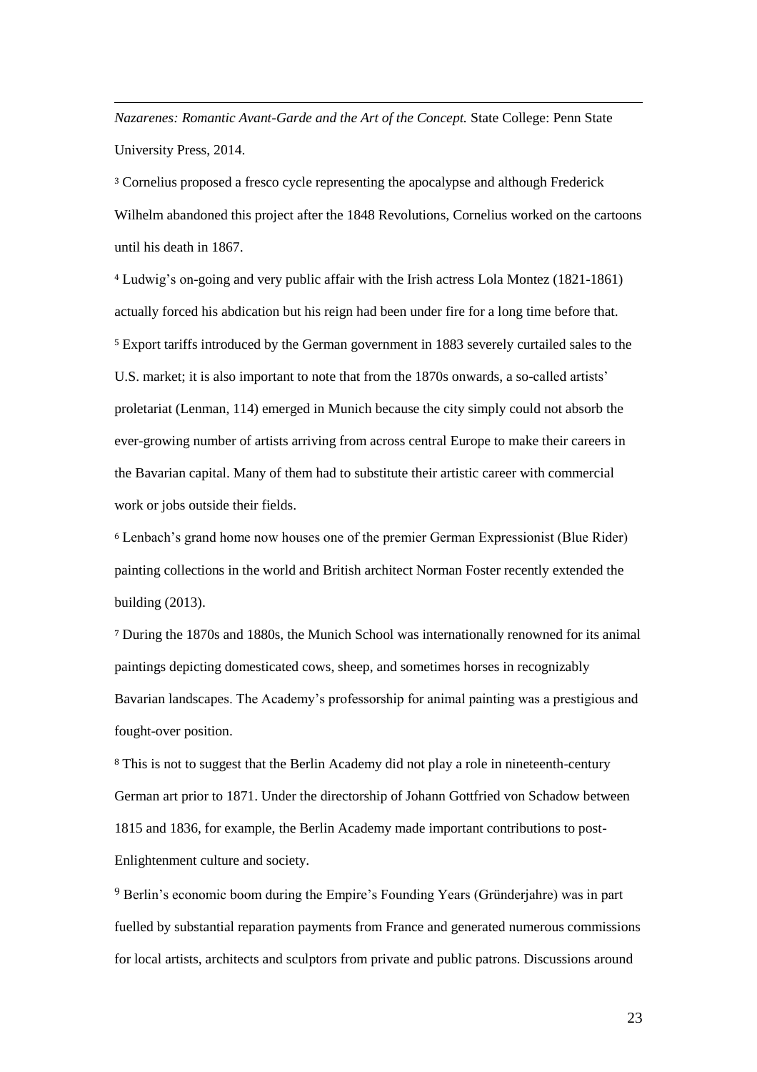*Nazarenes: Romantic Avant-Garde and the Art of the Concept.* State College: Penn State University Press, 2014.

[3] Cornelius proposed a fresco cycle representing the apocalypse and although Frederick Wilhelm abandoned this project after the 1848 Revolutions, Cornelius worked on the cartoons until his death in 1867.

[4] Ludwig's on-going and very public affair with the Irish actress Lola Montez (1821-1861) actually forced his abdication but his reign had been under fire for a long time before that.

[5] Export tariffs introduced by the German government in 1883 severely curtailed sales to the U.S. market; it is also important to note that from the 1870s onwards, a so-called artists' proletariat (Lenman, 114) emerged in Munich because the city simply could not absorb the ever-growing number of artists arriving from across central Europe to make their careers in the Bavarian capital. Many of them had to substitute their artistic career with commercial work or jobs outside their fields.

[6] Lenbach's grand home now houses one of the premier German Expressionist (Blue Rider) painting collections in the world and British architect Norman Foster recently extended the building (2013).

[7] During the 1870s and 1880s, the Munich School was internationally renowned for its animal paintings depicting domesticated cows, sheep, and sometimes horses in recognizably Bavarian landscapes. The Academy's professorship for animal painting was a prestigious and fought-over position.

[8] This is not to suggest that the Berlin Academy did not play a role in nineteenth-century German art prior to 1871. Under the directorship of Johann Gottfried von Schadow between 1815 and 1836, for example, the Berlin Academy made important contributions to post-Enlightenment culture and society.

[9] Berlin's economic boom during the Empire's Founding Years (Gründerjahre) was in part fuelled by substantial reparation payments from France and generated numerous commissions for local artists, architects and sculptors from private and public patrons. Discussions around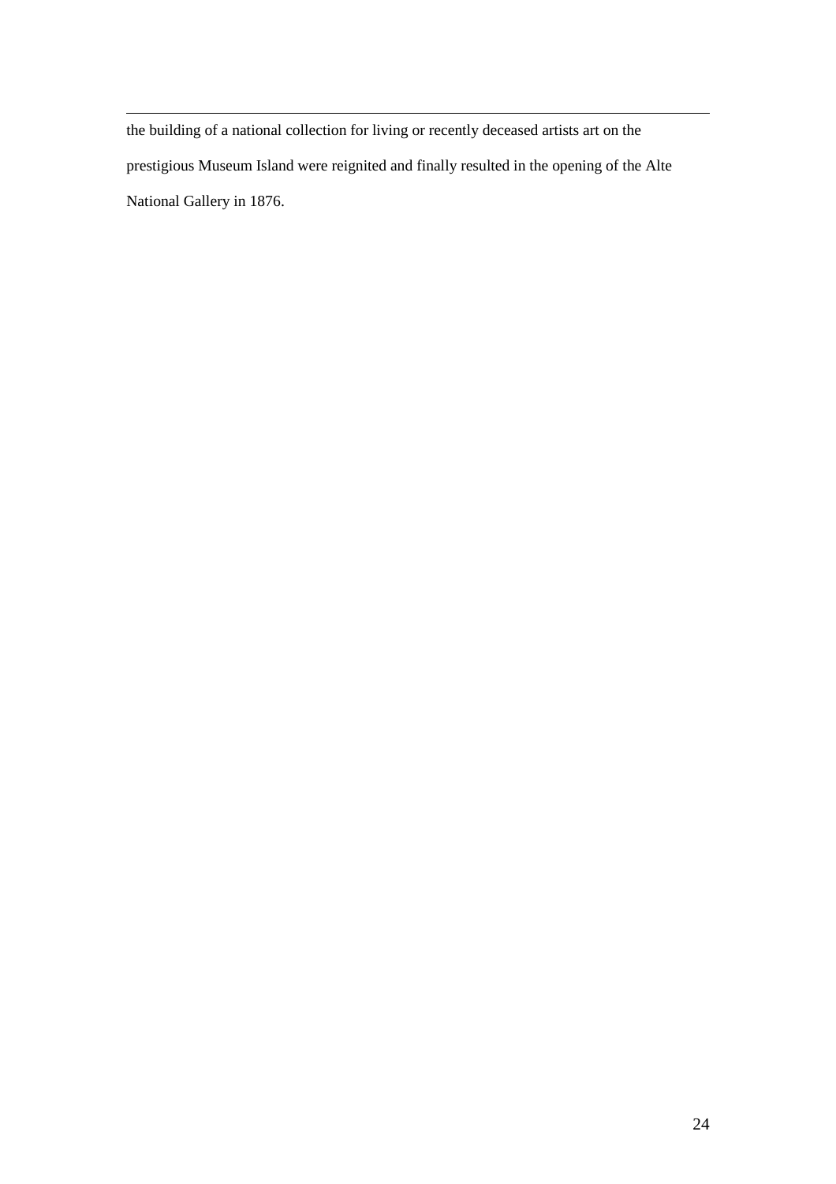the building of a national collection for living or recently deceased artists art on the prestigious Museum Island were reignited and finally resulted in the opening of the Alte National Gallery in 1876.